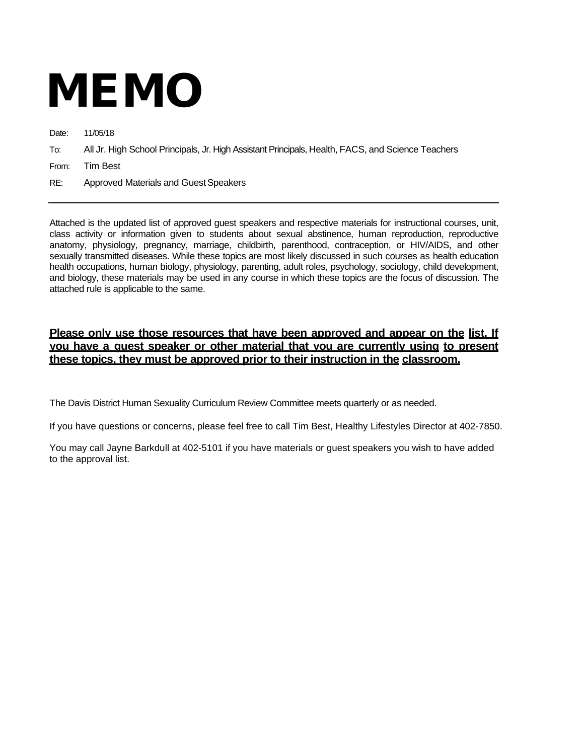# MEMO

Date: 11/05/18

To: All Jr. High School Principals, Jr. High Assistant Principals, Health, FACS, and Science Teachers

From: Tim Best

RE: Approved Materials and Guest Speakers

---

Attached is the updated list of approved guest speakers and respective materials for instructional courses, unit, class activity or information given to students about sexual abstinence, human reproduction, reproductive anatomy, physiology, pregnancy, marriage, childbirth, parenthood, contraception, or HIV/AIDS, and other sexually transmitted diseases. While these topics are most likely discussed in such courses as health education health occupations, human biology, physiology, parenting, adult roles, psychology, sociology, child development, and biology, these materials may be used in any course in which these topics are the focus of discussion. The attached rule is applicable to the same.

**<u>Please only use those resources that have been approved and appear on the list. If you have a guest speaker or other material that you are currently using to present these topics, they must be approved prior to their instruction in the classroom.</u>**

The Davis District Human Sexuality Curriculum Review Committee meets quarterly or as needed.

If you have questions or concerns, please feel free to call Tim Best, Healthy Lifestyles Director at 402-7850.

You may call Jayne Barkdull at 402-5101 if you have materials or guest speakers you wish to have added to the approval list.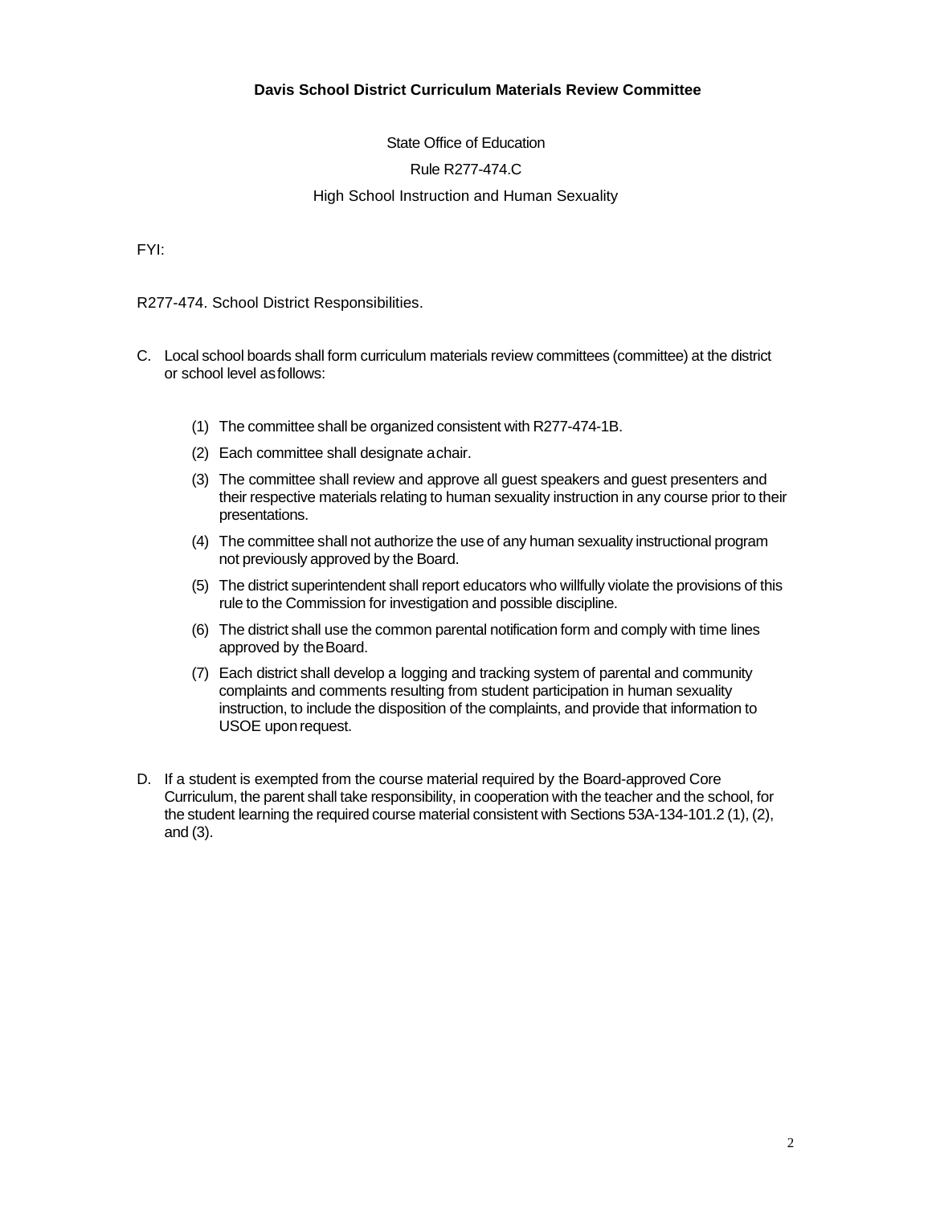**Davis School District Curriculum Materials Review Committee**

State Office of Education

Rule R277-474.C

High School Instruction and Human Sexuality

FYI:

R277-474. School District Responsibilities.

C. Local school boards shall form curriculum materials review committees (committee) at the district or school level as follows:

   (1) The committee shall be organized consistent with R277-474-1B.

   (2) Each committee shall designate a chair.

   (3) The committee shall review and approve all guest speakers and guest presenters and their respective materials relating to human sexuality instruction in any course prior to their presentations.

   (4) The committee shall not authorize the use of any human sexuality instructional program not previously approved by the Board.

   (5) The district superintendent shall report educators who willfully violate the provisions of this rule to the Commission for investigation and possible discipline.

   (6) The district shall use the common parental notification form and comply with time lines approved by the Board.

   (7) Each district shall develop a logging and tracking system of parental and community complaints and comments resulting from student participation in human sexuality instruction, to include the disposition of the complaints, and provide that information to USOE upon request.

D. If a student is exempted from the course material required by the Board-approved Core Curriculum, the parent shall take responsibility, in cooperation with the teacher and the school, for the student learning the required course material consistent with Sections 53A-134-101.2 (1), (2), and (3).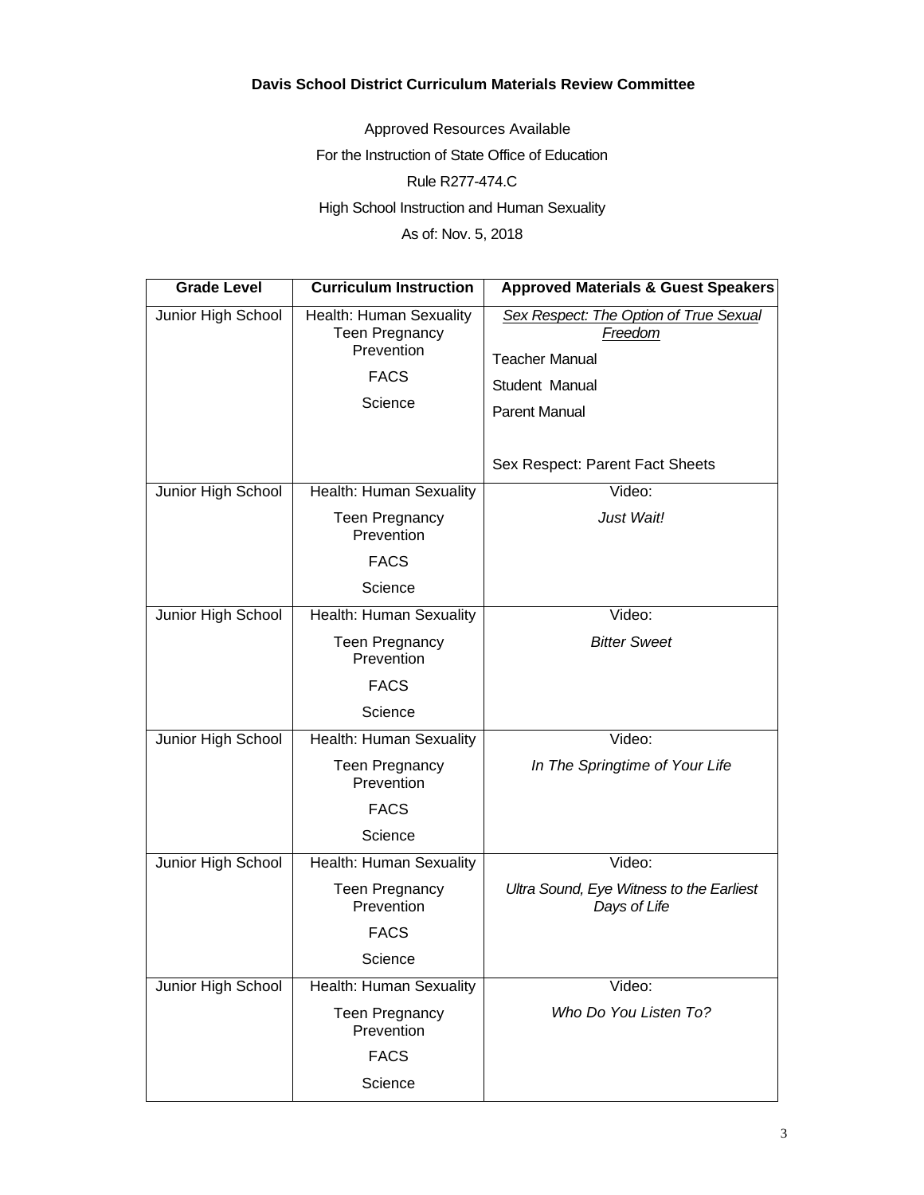**Davis School District Curriculum Materials Review Committee**

Approved Resources Available

For the Instruction of State Office of Education

Rule R277-474.C

High School Instruction and Human Sexuality

As of: Nov. 5, 2018

| Grade Level | Curriculum Instruction | Approved Materials & Guest Speakers |
|---|---|---|
| Junior High School | Health: Human Sexuality<br>Teen Pregnancy Prevention<br>FACS<br>Science | *Sex Respect: The Option of True Sexual Freedom*<br>Teacher Manual<br>Student Manual<br>Parent Manual<br><br>Sex Respect: Parent Fact Sheets |
| Junior High School | Health: Human Sexuality<br>Teen Pregnancy Prevention<br>FACS<br>Science | Video:<br>*Just Wait!* |
| Junior High School | Health: Human Sexuality<br>Teen Pregnancy Prevention<br>FACS<br>Science | Video:<br>*Bitter Sweet* |
| Junior High School | Health: Human Sexuality<br>Teen Pregnancy Prevention<br>FACS<br>Science | Video:<br>*In The Springtime of Your Life* |
| Junior High School | Health: Human Sexuality<br>Teen Pregnancy Prevention<br>FACS<br>Science | Video:<br>*Ultra Sound, Eye Witness to the Earliest Days of Life* |
| Junior High School | Health: Human Sexuality<br>Teen Pregnancy Prevention<br>FACS<br>Science | Video:<br>*Who Do You Listen To?* |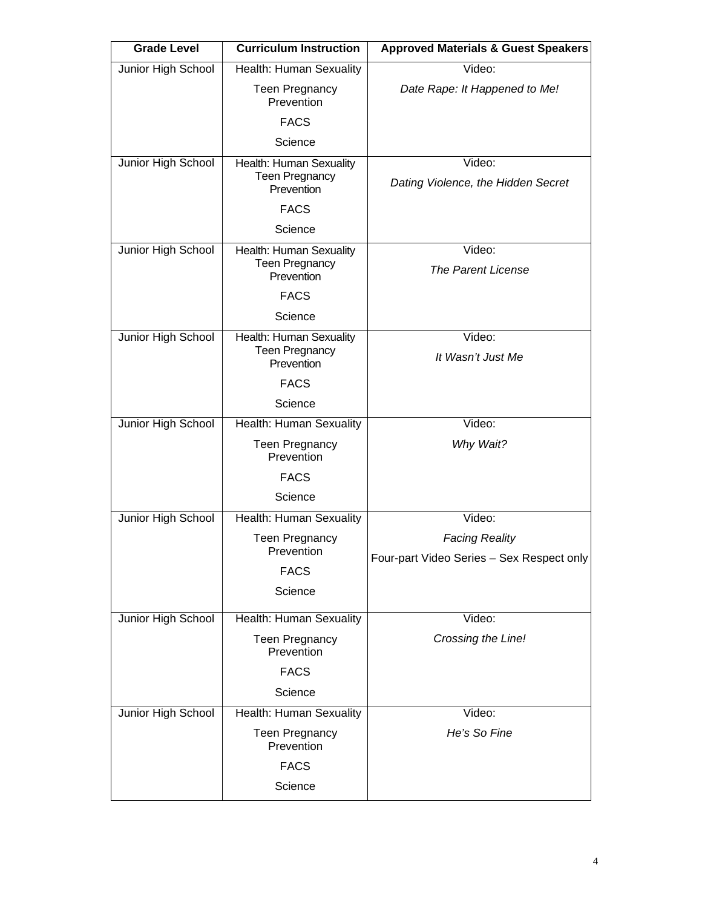| Grade Level | Curriculum Instruction | Approved Materials & Guest Speakers |
|---|---|---|
| Junior High School | Health: Human Sexuality<br>Teen Pregnancy Prevention<br>FACS<br>Science | Video:<br>*Date Rape: It Happened to Me!* |
| Junior High School | Health: Human Sexuality<br>Teen Pregnancy Prevention<br>FACS<br>Science | Video:<br>*Dating Violence, the Hidden Secret* |
| Junior High School | Health: Human Sexuality<br>Teen Pregnancy Prevention<br>FACS<br>Science | Video:<br>*The Parent License* |
| Junior High School | Health: Human Sexuality<br>Teen Pregnancy Prevention<br>FACS<br>Science | Video:<br>*It Wasn't Just Me* |
| Junior High School | Health: Human Sexuality<br>Teen Pregnancy Prevention<br>FACS<br>Science | Video:<br>*Why Wait?* |
| Junior High School | Health: Human Sexuality<br>Teen Pregnancy Prevention<br>FACS<br>Science | Video:<br>*Facing Reality*<br>Four-part Video Series – Sex Respect only |
| Junior High School | Health: Human Sexuality<br>Teen Pregnancy Prevention<br>FACS<br>Science | Video:<br>*Crossing the Line!* |
| Junior High School | Health: Human Sexuality<br>Teen Pregnancy Prevention<br>FACS<br>Science | Video:<br>*He's So Fine* |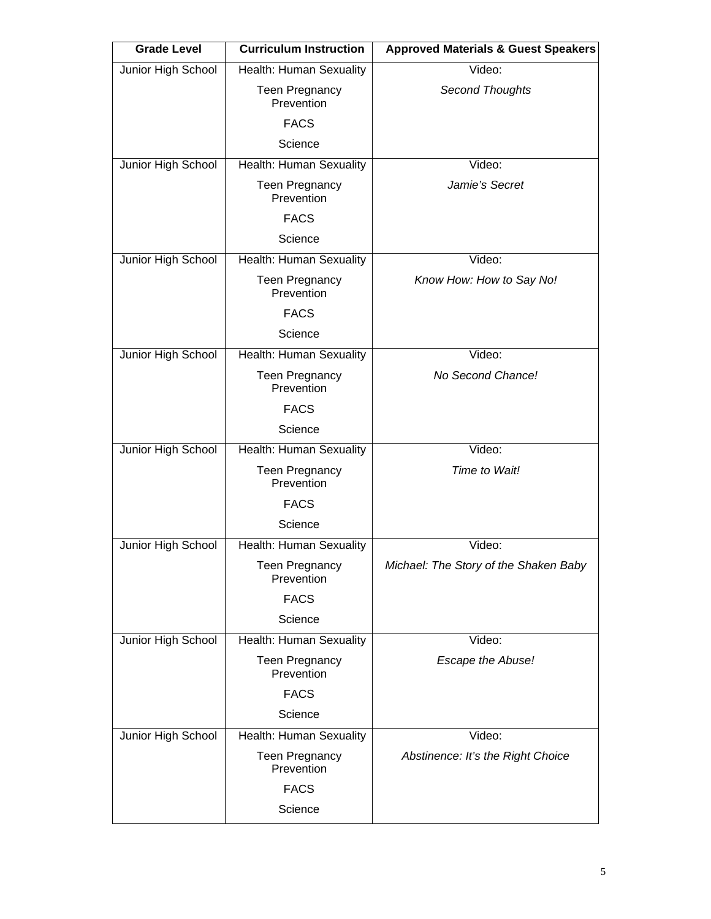| Grade Level | Curriculum Instruction | Approved Materials & Guest Speakers |
|---|---|---|
| Junior High School | Health: Human Sexuality<br>Teen Pregnancy Prevention<br>FACS<br>Science | Video:<br>*Second Thoughts* |
| Junior High School | Health: Human Sexuality<br>Teen Pregnancy Prevention<br>FACS<br>Science | Video:<br>*Jamie's Secret* |
| Junior High School | Health: Human Sexuality<br>Teen Pregnancy Prevention<br>FACS<br>Science | Video:<br>*Know How: How to Say No!* |
| Junior High School | Health: Human Sexuality<br>Teen Pregnancy Prevention<br>FACS<br>Science | Video:<br>*No Second Chance!* |
| Junior High School | Health: Human Sexuality<br>Teen Pregnancy Prevention<br>FACS<br>Science | Video:<br>*Time to Wait!* |
| Junior High School | Health: Human Sexuality<br>Teen Pregnancy Prevention<br>FACS<br>Science | Video:<br>*Michael: The Story of the Shaken Baby* |
| Junior High School | Health: Human Sexuality<br>Teen Pregnancy Prevention<br>FACS<br>Science | Video:<br>*Escape the Abuse!* |
| Junior High School | Health: Human Sexuality<br>Teen Pregnancy Prevention<br>FACS<br>Science | Video:<br>*Abstinence: It's the Right Choice* |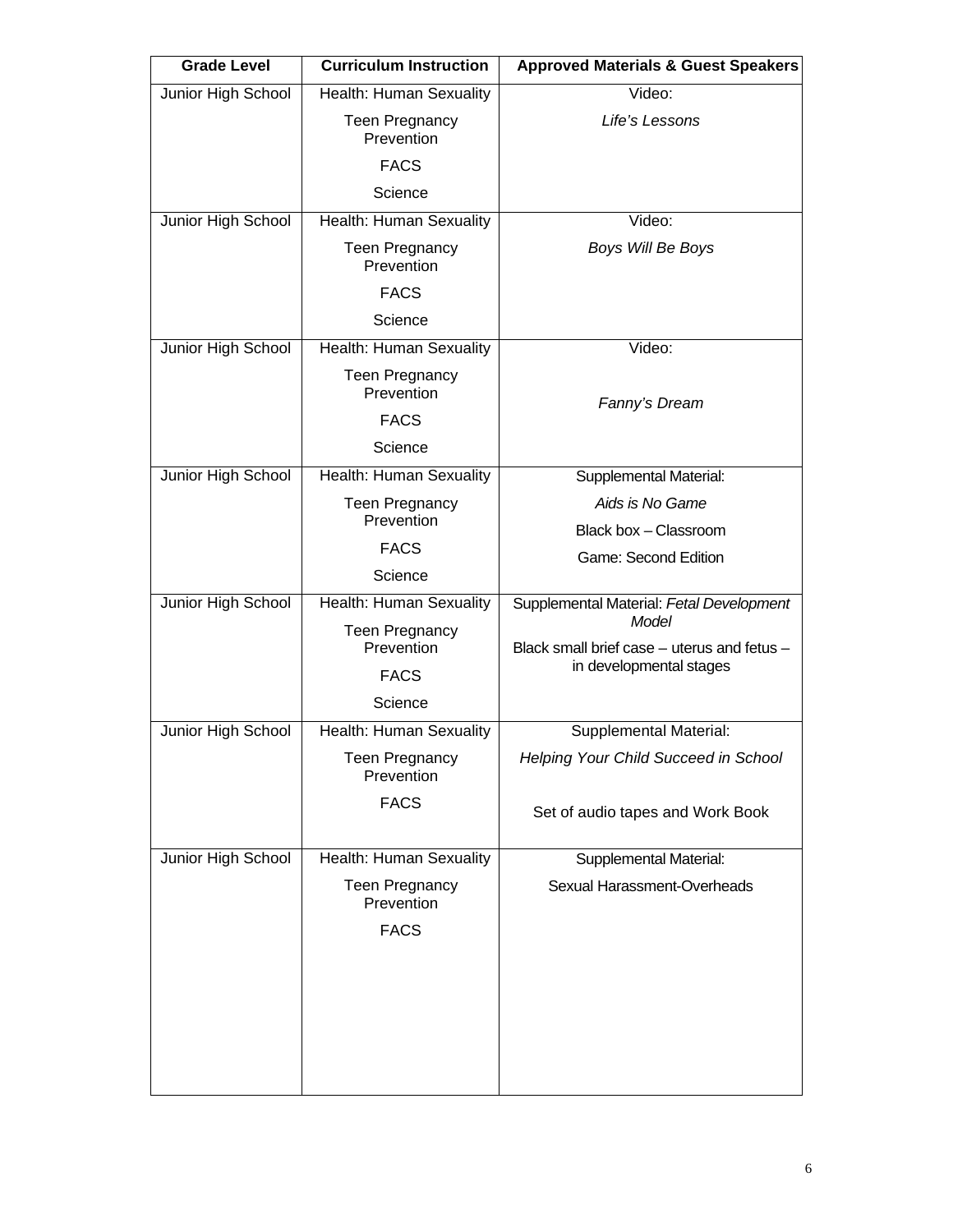| Grade Level | Curriculum Instruction | Approved Materials & Guest Speakers |
|---|---|---|
| Junior High School | Health: Human Sexuality<br>Teen Pregnancy Prevention<br>FACS<br>Science | Video:<br>*Life's Lessons* |
| Junior High School | Health: Human Sexuality<br>Teen Pregnancy Prevention<br>FACS<br>Science | Video:<br>*Boys Will Be Boys* |
| Junior High School | Health: Human Sexuality<br>Teen Pregnancy Prevention<br>FACS<br>Science | Video:<br>*Fanny's Dream* |
| Junior High School | Health: Human Sexuality<br>Teen Pregnancy Prevention<br>FACS<br>Science | Supplemental Material:<br>*Aids is No Game*<br>Black box – Classroom Game: Second Edition |
| Junior High School | Health: Human Sexuality<br>Teen Pregnancy Prevention<br>FACS<br>Science | Supplemental Material: *Fetal Development Model*<br>Black small brief case – uterus and fetus – in developmental stages |
| Junior High School | Health: Human Sexuality<br>Teen Pregnancy Prevention<br>FACS | Supplemental Material:<br>*Helping Your Child Succeed in School*<br>Set of audio tapes and Work Book |
| Junior High School | Health: Human Sexuality<br>Teen Pregnancy Prevention<br>FACS | Supplemental Material:<br>Sexual Harassment-Overheads |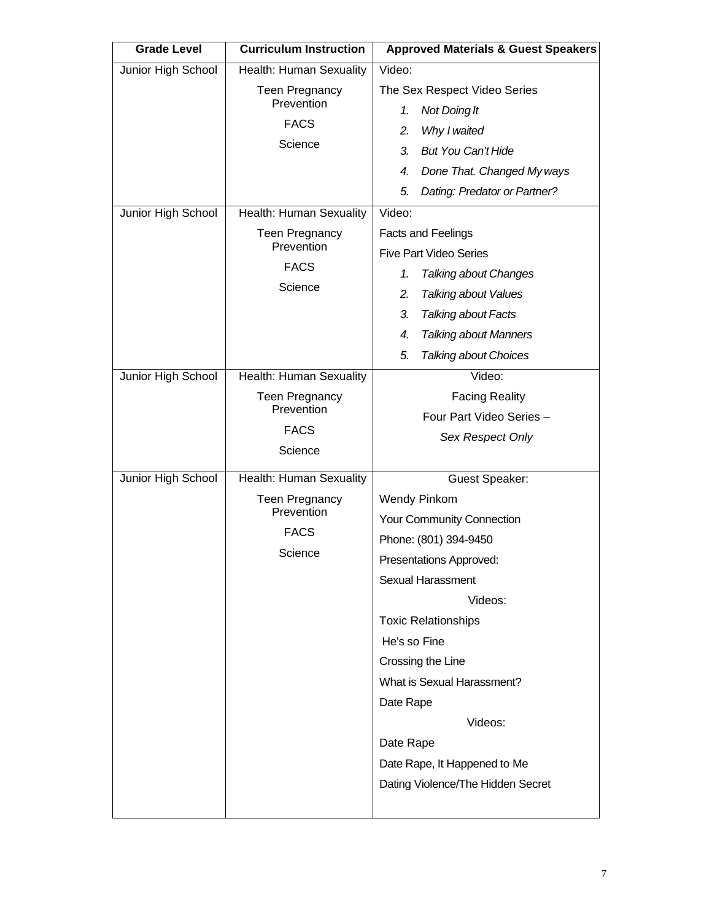| Grade Level | Curriculum Instruction | Approved Materials & Guest Speakers |
|---|---|---|
| Junior High School | Health: Human Sexuality<br>Teen Pregnancy Prevention<br>FACS<br>Science | Video:<br>The Sex Respect Video Series<br>1. *Not Doing It*<br>2. *Why I waited*<br>3. *But You Can't Hide*<br>4. *Done That. Changed My ways*<br>5. *Dating: Predator or Partner?* |
| Junior High School | Health: Human Sexuality<br>Teen Pregnancy Prevention<br>FACS<br>Science | Video:<br>Facts and Feelings<br>Five Part Video Series<br>1. *Talking about Changes*<br>2. *Talking about Values*<br>3. *Talking about Facts*<br>4. *Talking about Manners*<br>5. *Talking about Choices* |
| Junior High School | Health: Human Sexuality<br>Teen Pregnancy Prevention<br>FACS<br>Science | Video:<br>Facing Reality<br>Four Part Video Series –<br>*Sex Respect Only* |
| Junior High School | Health: Human Sexuality<br>Teen Pregnancy Prevention<br>FACS<br>Science | Guest Speaker:<br>Wendy Pinkom<br>Your Community Connection<br>Phone: (801) 394-9450<br>Presentations Approved:<br>Sexual Harassment<br>Videos:<br>Toxic Relationships<br>He's so Fine<br>Crossing the Line<br>What is Sexual Harassment?<br>Date Rape<br>Videos:<br>Date Rape<br>Date Rape, It Happened to Me<br>Dating Violence/The Hidden Secret |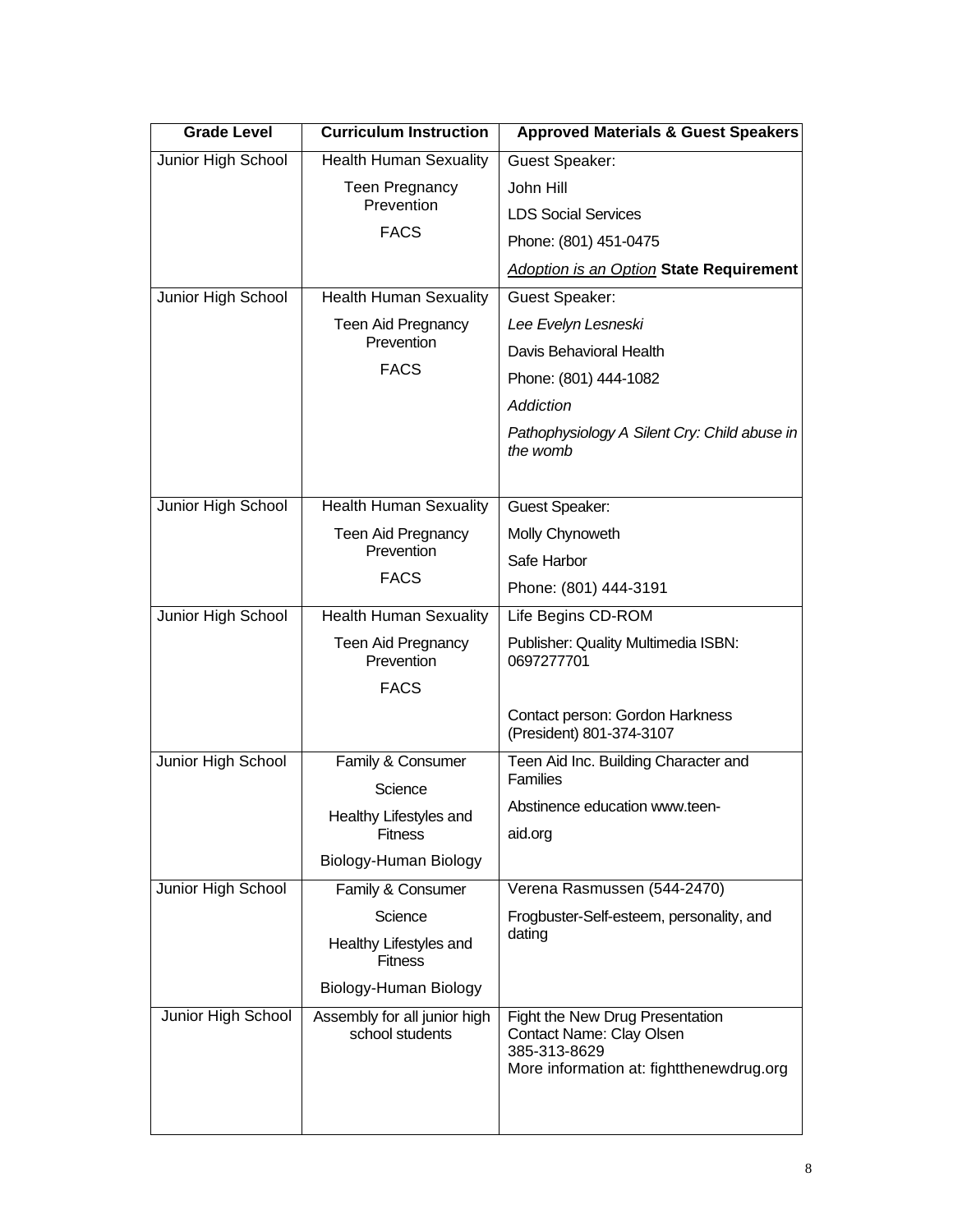| Grade Level | Curriculum Instruction | Approved Materials & Guest Speakers |
|---|---|---|
| Junior High School | Health Human Sexuality<br>Teen Pregnancy Prevention<br>FACS | Guest Speaker:<br>John Hill<br>LDS Social Services<br>Phone: (801) 451-0475<br>*Adoption is an Option* **State Requirement** |
| Junior High School | Health Human Sexuality<br>Teen Aid Pregnancy Prevention<br>FACS | Guest Speaker:<br>*Lee Evelyn Lesneski*<br>Davis Behavioral Health<br>Phone: (801) 444-1082<br>*Addiction*<br>*Pathophysiology A Silent Cry: Child abuse in the womb* |
| Junior High School | Health Human Sexuality<br>Teen Aid Pregnancy Prevention<br>FACS | Guest Speaker:<br>Molly Chynoweth<br>Safe Harbor<br>Phone: (801) 444-3191 |
| Junior High School | Health Human Sexuality<br>Teen Aid Pregnancy Prevention<br>FACS | Life Begins CD-ROM<br>Publisher: Quality Multimedia ISBN: 0697277701<br>Contact person: Gordon Harkness (President) 801-374-3107 |
| Junior High School | Family & Consumer Science<br>Healthy Lifestyles and Fitness<br>Biology-Human Biology | Teen Aid Inc. Building Character and Families<br>Abstinence education www.teen-aid.org |
| Junior High School | Family & Consumer Science<br>Healthy Lifestyles and Fitness<br>Biology-Human Biology | Verena Rasmussen (544-2470)<br>Frogbuster-Self-esteem, personality, and dating |
| Junior High School | Assembly for all junior high school students | Fight the New Drug Presentation<br>Contact Name: Clay Olsen<br>385-313-8629<br>More information at: fightthenewdrug.org |